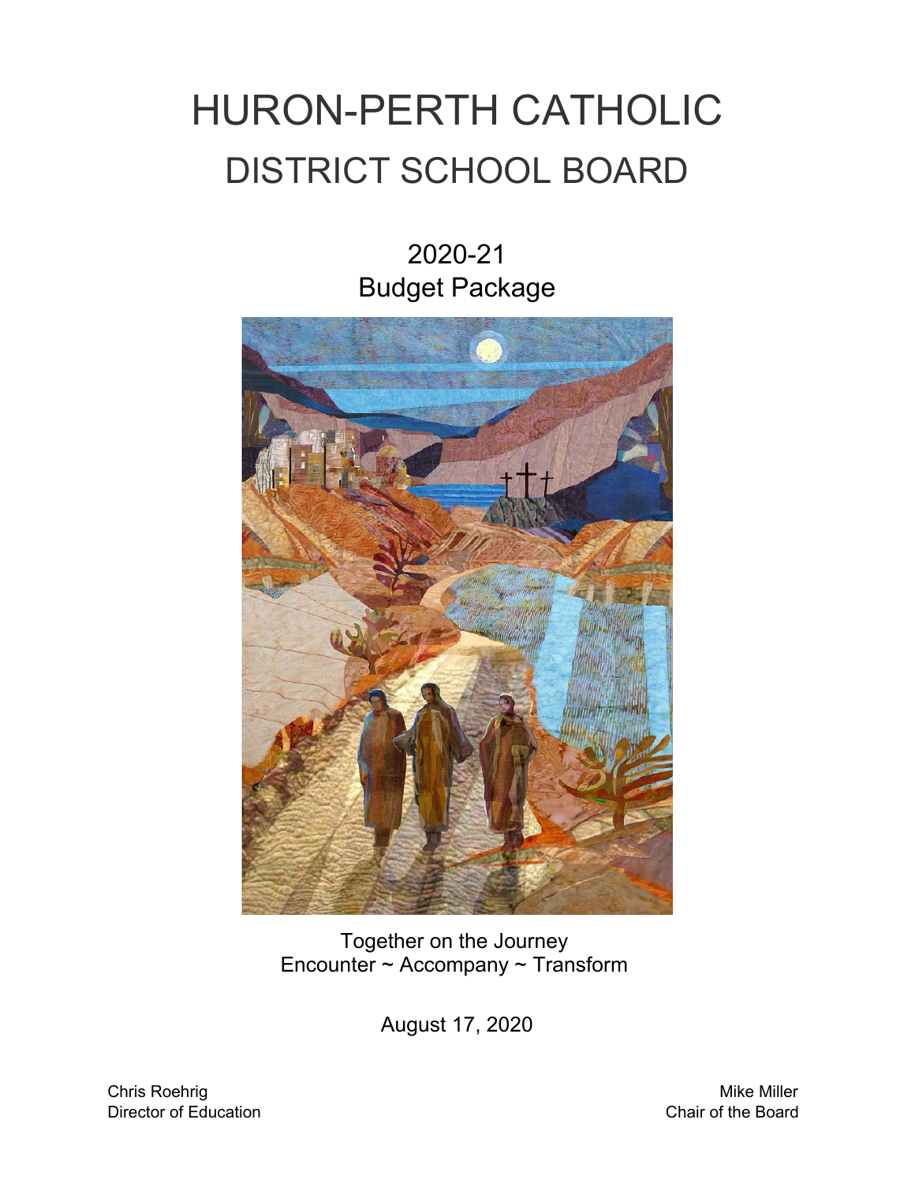# HURON-PERTH CATHOLIC
# DISTRICT SCHOOL BOARD

## 2020-21
## Budget Package

Together on the Journey
Encounter ~ Accompany ~ Transform

August 17, 2020

Chris Roehrig
Director of Education

Mike Miller
Chair of the Board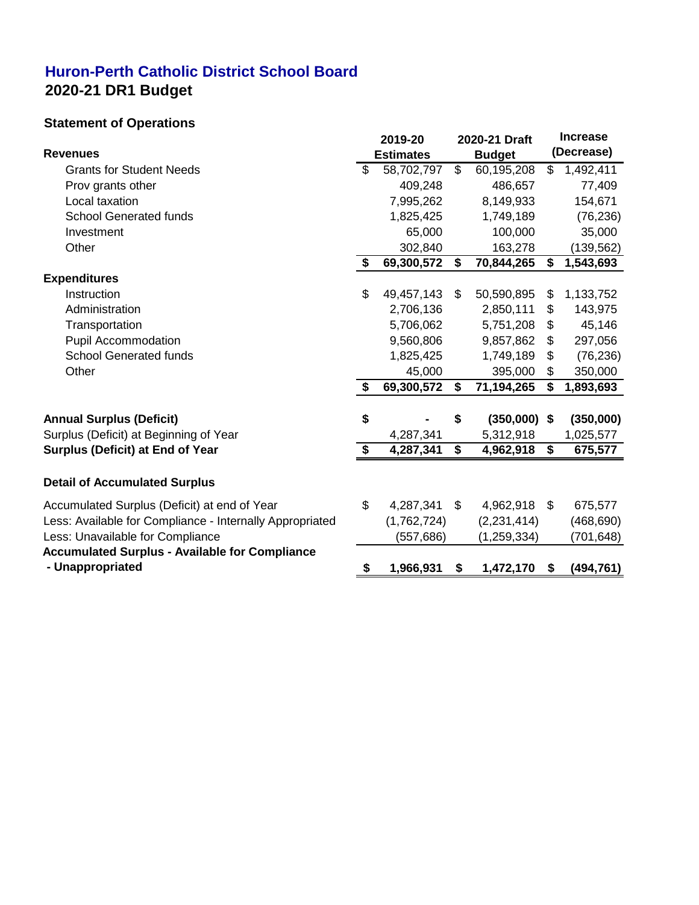# Huron-Perth Catholic District School Board

## 2020-21 DR1 Budget

### Statement of Operations

| Revenues | 2019-20 Estimates | 2020-21 Draft Budget | Increase (Decrease) |
|---|---|---|---|
| Grants for Student Needs | $ 58,702,797 | $ 60,195,208 | $ 1,492,411 |
| Prov grants other | 409,248 | 486,657 | 77,409 |
| Local taxation | 7,995,262 | 8,149,933 | 154,671 |
| School Generated funds | 1,825,425 | 1,749,189 | (76,236) |
| Investment | 65,000 | 100,000 | 35,000 |
| Other | 302,840 | 163,278 | (139,562) |
| | **$ 69,300,572** | **$ 70,844,265** | **$ 1,543,693** |
| **Expenditures** | | | |
| Instruction | $ 49,457,143 | $ 50,590,895 | $ 1,133,752 |
| Administration | 2,706,136 | 2,850,111 | $ 143,975 |
| Transportation | 5,706,062 | 5,751,208 | $ 45,146 |
| Pupil Accommodation | 9,560,806 | 9,857,862 | $ 297,056 |
| School Generated funds | 1,825,425 | 1,749,189 | $ (76,236) |
| Other | 45,000 | 395,000 | $ 350,000 |
| | **$ 69,300,572** | **$ 71,194,265** | **$ 1,893,693** |
| | | | |
| **Annual Surplus (Deficit)** | **$ -** | **$ (350,000)** | **$ (350,000)** |
| Surplus (Deficit) at Beginning of Year | 4,287,341 | 5,312,918 | 1,025,577 |
| **Surplus (Deficit) at End of Year** | **$ 4,287,341** | **$ 4,962,918** | **$ 675,577** |
| | | | |
| **Detail of Accumulated Surplus** | | | |
| Accumulated Surplus (Deficit) at end of Year | $ 4,287,341 | $ 4,962,918 | $ 675,577 |
| Less: Available for Compliance - Internally Appropriated | (1,762,724) | (2,231,414) | (468,690) |
| Less: Unavailable for Compliance | (557,686) | (1,259,334) | (701,648) |
| **Accumulated Surplus - Available for Compliance - Unappropriated** | **$ 1,966,931** | **$ 1,472,170** | **$ (494,761)** |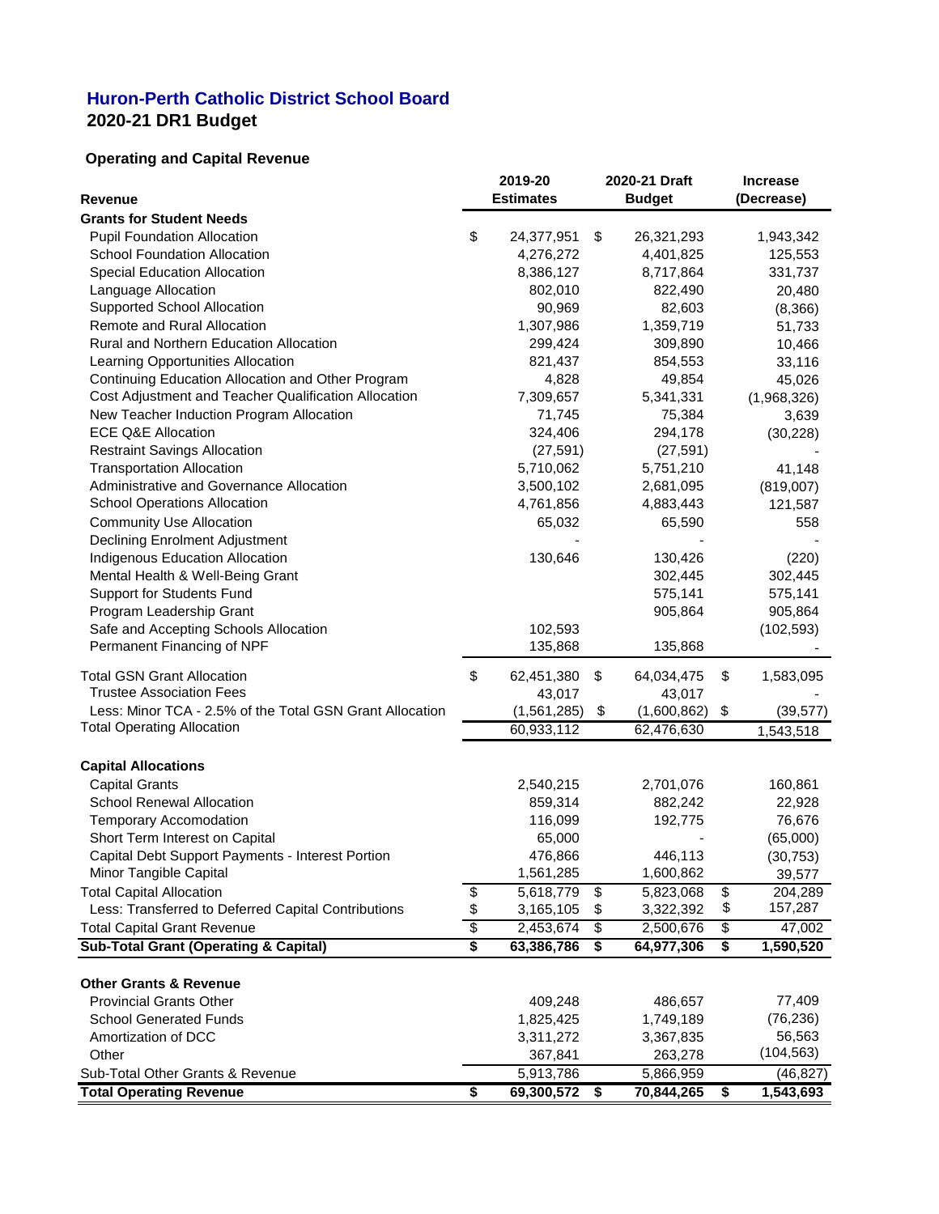# Huron-Perth Catholic District School Board

## 2020-21 DR1 Budget

### Operating and Capital Revenue

| Revenue | 2019-20 Estimates | 2020-21 Draft Budget | Increase (Decrease) |
|---|---|---|---|
| **Grants for Student Needs** | | | |
| Pupil Foundation Allocation | $ 24,377,951 | $ 26,321,293 | 1,943,342 |
| School Foundation Allocation | 4,276,272 | 4,401,825 | 125,553 |
| Special Education Allocation | 8,386,127 | 8,717,864 | 331,737 |
| Language Allocation | 802,010 | 822,490 | 20,480 |
| Supported School Allocation | 90,969 | 82,603 | (8,366) |
| Remote and Rural Allocation | 1,307,986 | 1,359,719 | 51,733 |
| Rural and Northern Education Allocation | 299,424 | 309,890 | 10,466 |
| Learning Opportunities Allocation | 821,437 | 854,553 | 33,116 |
| Continuing Education Allocation and Other Program | 4,828 | 49,854 | 45,026 |
| Cost Adjustment and Teacher Qualification Allocation | 7,309,657 | 5,341,331 | (1,968,326) |
| New Teacher Induction Program Allocation | 71,745 | 75,384 | 3,639 |
| ECE Q&E Allocation | 324,406 | 294,178 | (30,228) |
| Restraint Savings Allocation | (27,591) | (27,591) | - |
| Transportation Allocation | 5,710,062 | 5,751,210 | 41,148 |
| Administrative and Governance Allocation | 3,500,102 | 2,681,095 | (819,007) |
| School Operations Allocation | 4,761,856 | 4,883,443 | 121,587 |
| Community Use Allocation | 65,032 | 65,590 | 558 |
| Declining Enrolment Adjustment | - | - | - |
| Indigenous Education Allocation | 130,646 | 130,426 | (220) |
| Mental Health & Well-Being Grant | | 302,445 | 302,445 |
| Support for Students Fund | | 575,141 | 575,141 |
| Program Leadership Grant | | 905,864 | 905,864 |
| Safe and Accepting Schools Allocation | 102,593 | | (102,593) |
| Permanent Financing of NPF | 135,868 | 135,868 | - |
| Total GSN Grant Allocation | $ 62,451,380 | $ 64,034,475 | $ 1,583,095 |
| Trustee Association Fees | 43,017 | 43,017 | - |
| Less: Minor TCA - 2.5% of the Total GSN Grant Allocation | (1,561,285) | $ (1,600,862) | $ (39,577) |
| Total Operating Allocation | 60,933,112 | 62,476,630 | 1,543,518 |
| **Capital Allocations** | | | |
| Capital Grants | 2,540,215 | 2,701,076 | 160,861 |
| School Renewal Allocation | 859,314 | 882,242 | 22,928 |
| Temporary Accomodation | 116,099 | 192,775 | 76,676 |
| Short Term Interest on Capital | 65,000 | - | (65,000) |
| Capital Debt Support Payments - Interest Portion | 476,866 | 446,113 | (30,753) |
| Minor Tangible Capital | 1,561,285 | 1,600,862 | 39,577 |
| Total Capital Allocation | $ 5,618,779 | $ 5,823,068 | $ 204,289 |
| Less: Transferred to Deferred Capital Contributions | $ 3,165,105 | $ 3,322,392 | $ 157,287 |
| Total Capital Grant Revenue | $ 2,453,674 | $ 2,500,676 | $ 47,002 |
| **Sub-Total Grant (Operating & Capital)** | **$ 63,386,786** | **$ 64,977,306** | **$ 1,590,520** |
| **Other Grants & Revenue** | | | |
| Provincial Grants Other | 409,248 | 486,657 | 77,409 |
| School Generated Funds | 1,825,425 | 1,749,189 | (76,236) |
| Amortization of DCC | 3,311,272 | 3,367,835 | 56,563 |
| Other | 367,841 | 263,278 | (104,563) |
| Sub-Total Other Grants & Revenue | 5,913,786 | 5,866,959 | (46,827) |
| **Total Operating Revenue** | **$ 69,300,572** | **$ 70,844,265** | **$ 1,543,693** |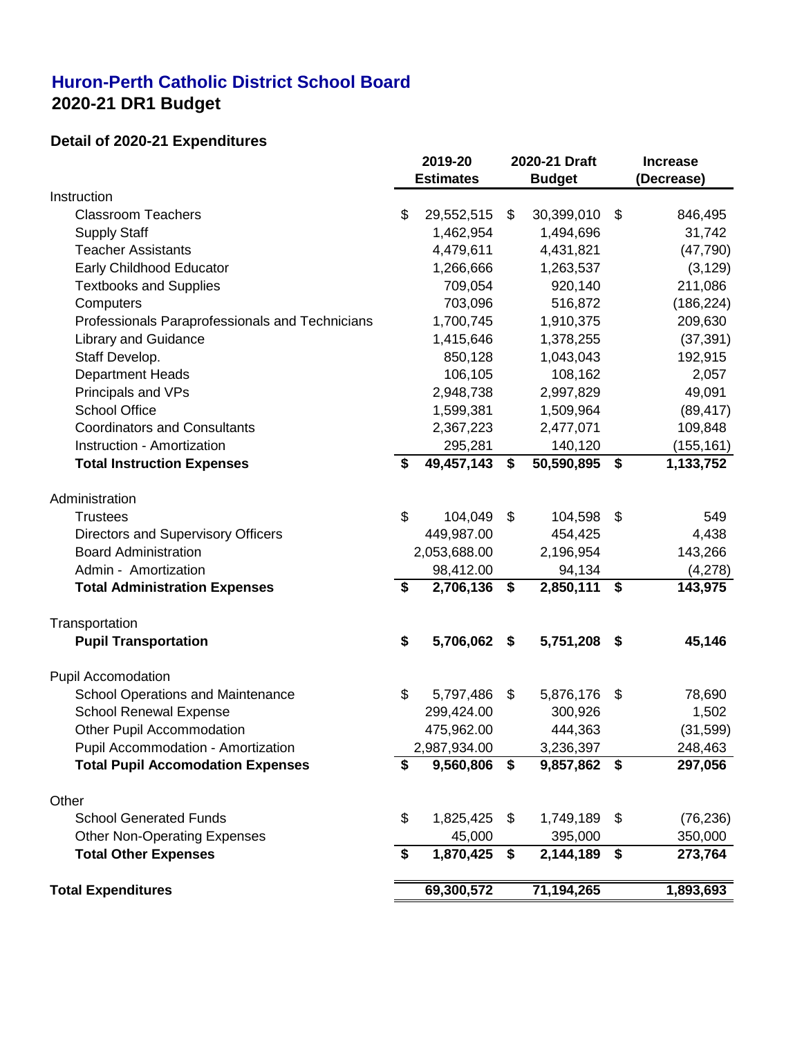## Huron-Perth Catholic District School Board
## 2020-21 DR1 Budget

### Detail of 2020-21 Expenditures

| | 2019-20 Estimates | 2020-21 Draft Budget | Increase (Decrease) |
|---|---|---|---|
| **Instruction** | | | |
| Classroom Teachers | $ 29,552,515 | $ 30,399,010 | $ 846,495 |
| Supply Staff | 1,462,954 | 1,494,696 | 31,742 |
| Teacher Assistants | 4,479,611 | 4,431,821 | (47,790) |
| Early Childhood Educator | 1,266,666 | 1,263,537 | (3,129) |
| Textbooks and Supplies | 709,054 | 920,140 | 211,086 |
| Computers | 703,096 | 516,872 | (186,224) |
| Professionals Paraprofessionals and Technicians | 1,700,745 | 1,910,375 | 209,630 |
| Library and Guidance | 1,415,646 | 1,378,255 | (37,391) |
| Staff Develop. | 850,128 | 1,043,043 | 192,915 |
| Department Heads | 106,105 | 108,162 | 2,057 |
| Principals and VPs | 2,948,738 | 2,997,829 | 49,091 |
| School Office | 1,599,381 | 1,509,964 | (89,417) |
| Coordinators and Consultants | 2,367,223 | 2,477,071 | 109,848 |
| Instruction - Amortization | 295,281 | 140,120 | (155,161) |
| **Total Instruction Expenses** | **$ 49,457,143** | **$ 50,590,895** | **$ 1,133,752** |
| **Administration** | | | |
| Trustees | $ 104,049 | $ 104,598 | $ 549 |
| Directors and Supervisory Officers | 449,987.00 | 454,425 | 4,438 |
| Board Administration | 2,053,688.00 | 2,196,954 | 143,266 |
| Admin - Amortization | 98,412.00 | 94,134 | (4,278) |
| **Total Administration Expenses** | **$ 2,706,136** | **$ 2,850,111** | **$ 143,975** |
| **Transportation** | | | |
| **Pupil Transportation** | **$ 5,706,062** | **$ 5,751,208** | **$ 45,146** |
| **Pupil Accomodation** | | | |
| School Operations and Maintenance | $ 5,797,486 | $ 5,876,176 | $ 78,690 |
| School Renewal Expense | 299,424.00 | 300,926 | 1,502 |
| Other Pupil Accommodation | 475,962.00 | 444,363 | (31,599) |
| Pupil Accommodation - Amortization | 2,987,934.00 | 3,236,397 | 248,463 |
| **Total Pupil Accomodation Expenses** | **$ 9,560,806** | **$ 9,857,862** | **$ 297,056** |
| **Other** | | | |
| School Generated Funds | $ 1,825,425 | $ 1,749,189 | $ (76,236) |
| Other Non-Operating Expenses | 45,000 | 395,000 | 350,000 |
| **Total Other Expenses** | **$ 1,870,425** | **$ 2,144,189** | **$ 273,764** |
| **Total Expenditures** | **69,300,572** | **71,194,265** | **1,893,693** |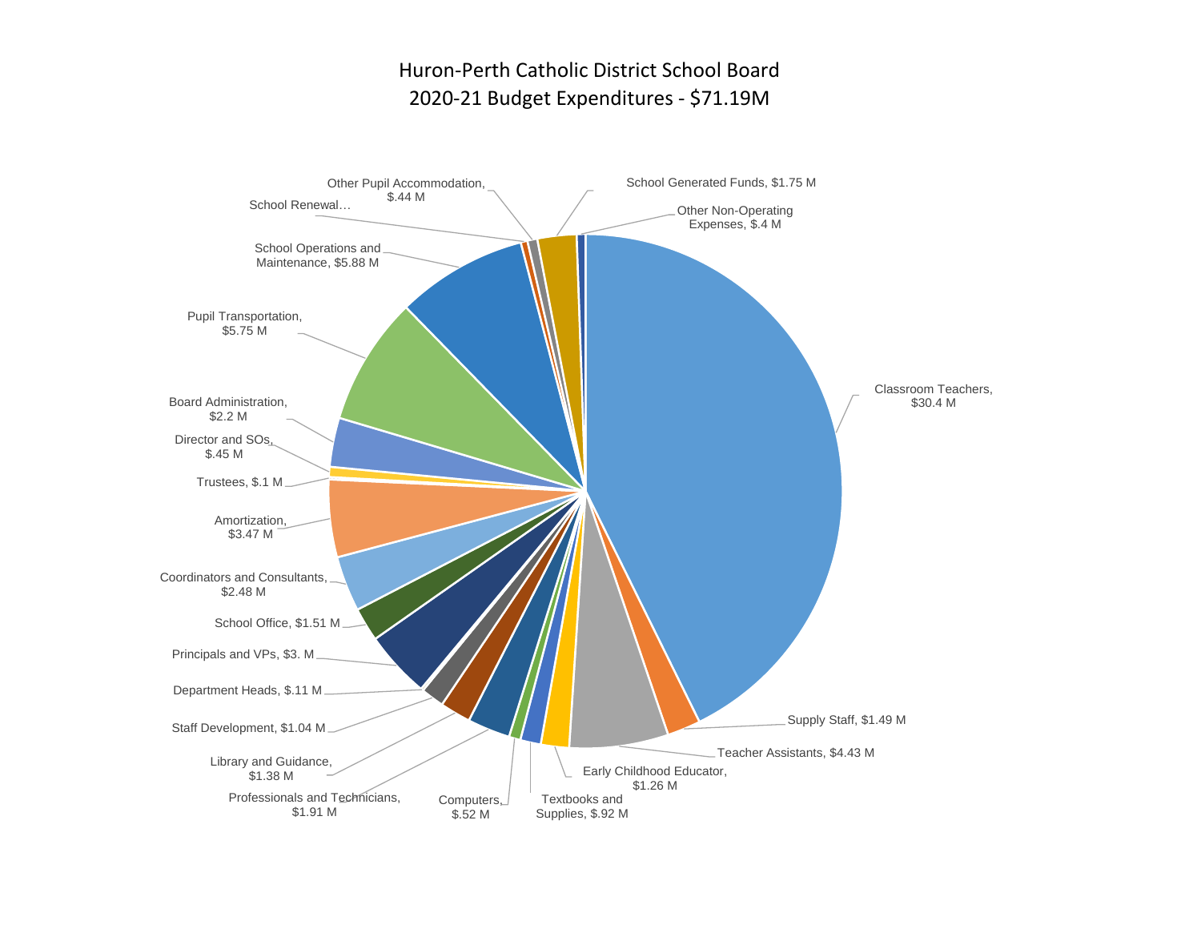# Huron-Perth Catholic District School Board
# 2020-21 Budget Expenditures - $71.19M

| Category | Amount |
|---|---|
| Classroom Teachers | $30.4 M |
| Supply Staff | $1.49 M |
| Teacher Assistants | $4.43 M |
| Early Childhood Educator | $1.26 M |
| Textbooks and Supplies | $.92 M |
| Computers | $.52 M |
| Professionals and Technicians | $1.91 M |
| Library and Guidance | $1.38 M |
| Staff Development | $1.04 M |
| Department Heads | $.11 M |
| Principals and VPs | $3. M |
| School Office | $1.51 M |
| Coordinators and Consultants | $2.48 M |
| Amortization | $3.47 M |
| Trustees | $.1 M |
| Director and SOs | $.45 M |
| Board Administration | $2.2 M |
| Pupil Transportation | $5.75 M |
| School Operations and Maintenance | $5.88 M |
| School Renewal… | |
| Other Pupil Accommodation | $.44 M |
| School Generated Funds | $1.75 M |
| Other Non-Operating Expenses | $.4 M |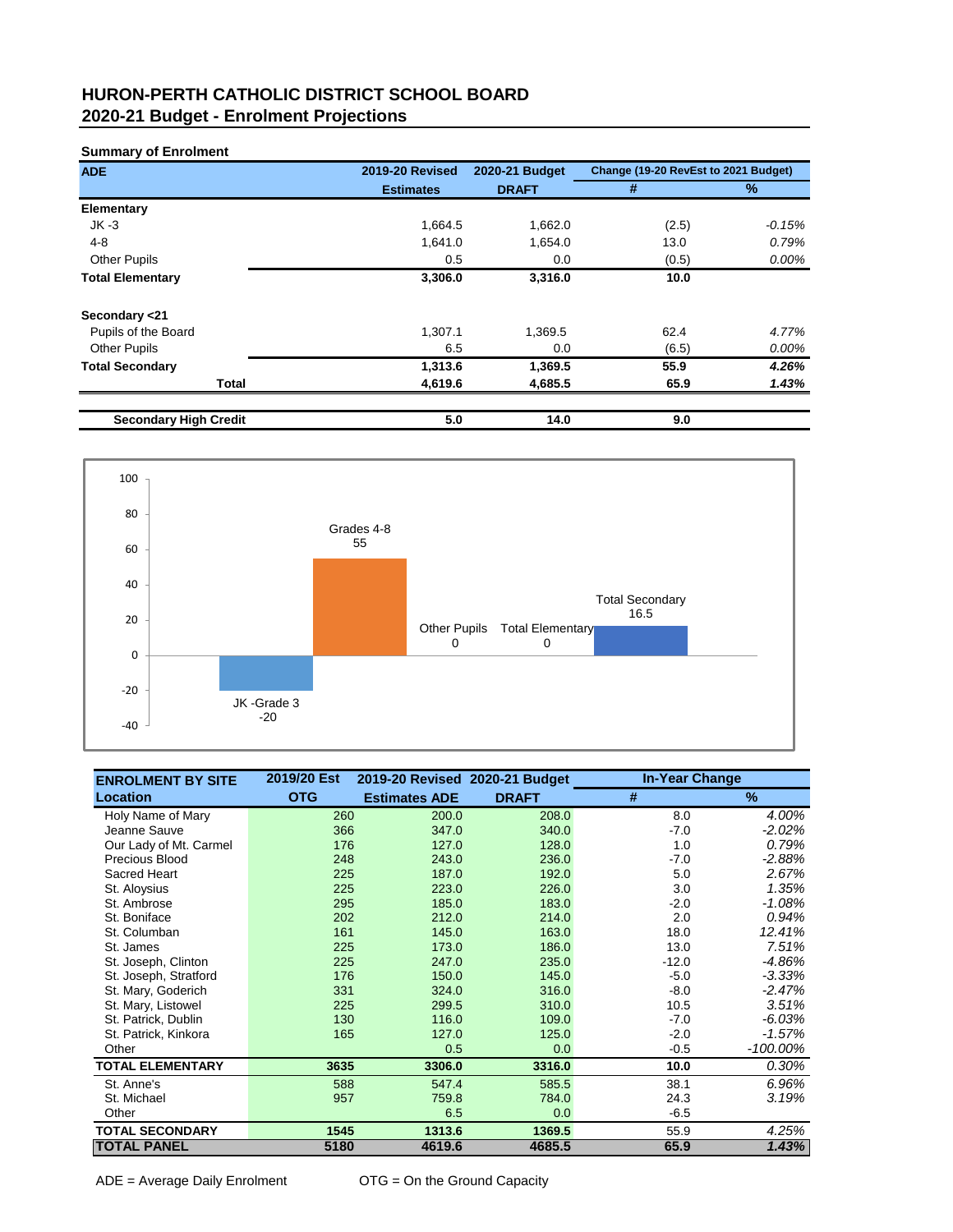# HURON-PERTH CATHOLIC DISTRICT SCHOOL BOARD
## 2020-21 Budget - Enrolment Projections

**Summary of Enrolment**

| ADE | 2019-20 Revised Estimates | 2020-21 Budget DRAFT | Change (19-20 RevEst to 2021 Budget) # | % |
|---|---|---|---|---|
| **Elementary** | | | | |
| JK -3 | 1,664.5 | 1,662.0 | (2.5) | *-0.15%* |
| 4-8 | 1,641.0 | 1,654.0 | 13.0 | *0.79%* |
| Other Pupils | 0.5 | 0.0 | (0.5) | *0.00%* |
| **Total Elementary** | **3,306.0** | **3,316.0** | **10.0** | |
| | | | | |
| **Secondary <21** | | | | |
| Pupils of the Board | 1,307.1 | 1,369.5 | 62.4 | *4.77%* |
| Other Pupils | 6.5 | 0.0 | (6.5) | *0.00%* |
| **Total Secondary** | **1,313.6** | **1,369.5** | **55.9** | ***4.26%*** |
| **Total** | **4,619.6** | **4,685.5** | **65.9** | ***1.43%*** |
| | | | | |
| **Secondary High Credit** | **5.0** | **14.0** | **9.0** | |

Chart values: JK -Grade 3: -20; Grades 4-8: 55; Other Pupils: 0; Total Elementary: 0; Total Secondary: 16.5

| ENROLMENT BY SITE Location | 2019/20 Est OTG | 2019-20 Revised Estimates ADE | 2020-21 Budget DRAFT | In-Year Change # | % |
|---|---|---|---|---|---|
| Holy Name of Mary | 260 | 200.0 | 208.0 | 8.0 | *4.00%* |
| Jeanne Sauve | 366 | 347.0 | 340.0 | -7.0 | *-2.02%* |
| Our Lady of Mt. Carmel | 176 | 127.0 | 128.0 | 1.0 | *0.79%* |
| Precious Blood | 248 | 243.0 | 236.0 | -7.0 | *-2.88%* |
| Sacred Heart | 225 | 187.0 | 192.0 | 5.0 | *2.67%* |
| St. Aloysius | 225 | 223.0 | 226.0 | 3.0 | *1.35%* |
| St. Ambrose | 295 | 185.0 | 183.0 | -2.0 | *-1.08%* |
| St. Boniface | 202 | 212.0 | 214.0 | 2.0 | *0.94%* |
| St. Columban | 161 | 145.0 | 163.0 | 18.0 | *12.41%* |
| St. James | 225 | 173.0 | 186.0 | 13.0 | *7.51%* |
| St. Joseph, Clinton | 225 | 247.0 | 235.0 | -12.0 | *-4.86%* |
| St. Joseph, Stratford | 176 | 150.0 | 145.0 | -5.0 | *-3.33%* |
| St. Mary, Goderich | 331 | 324.0 | 316.0 | -8.0 | *-2.47%* |
| St. Mary, Listowel | 225 | 299.5 | 310.0 | 10.5 | *3.51%* |
| St. Patrick, Dublin | 130 | 116.0 | 109.0 | -7.0 | *-6.03%* |
| St. Patrick, Kinkora | 165 | 127.0 | 125.0 | -2.0 | *-1.57%* |
| Other | | 0.5 | 0.0 | -0.5 | *-100.00%* |
| **TOTAL ELEMENTARY** | **3635** | **3306.0** | **3316.0** | **10.0** | *0.30%* |
| St. Anne's | 588 | 547.4 | 585.5 | 38.1 | *6.96%* |
| St. Michael | 957 | 759.8 | 784.0 | 24.3 | *3.19%* |
| Other | | 6.5 | 0.0 | -6.5 | |
| **TOTAL SECONDARY** | **1545** | **1313.6** | **1369.5** | 55.9 | *4.25%* |
| **TOTAL PANEL** | **5180** | **4619.6** | **4685.5** | **65.9** | ***1.43%*** |

ADE = Average Daily Enrolment　　　OTG = On the Ground Capacity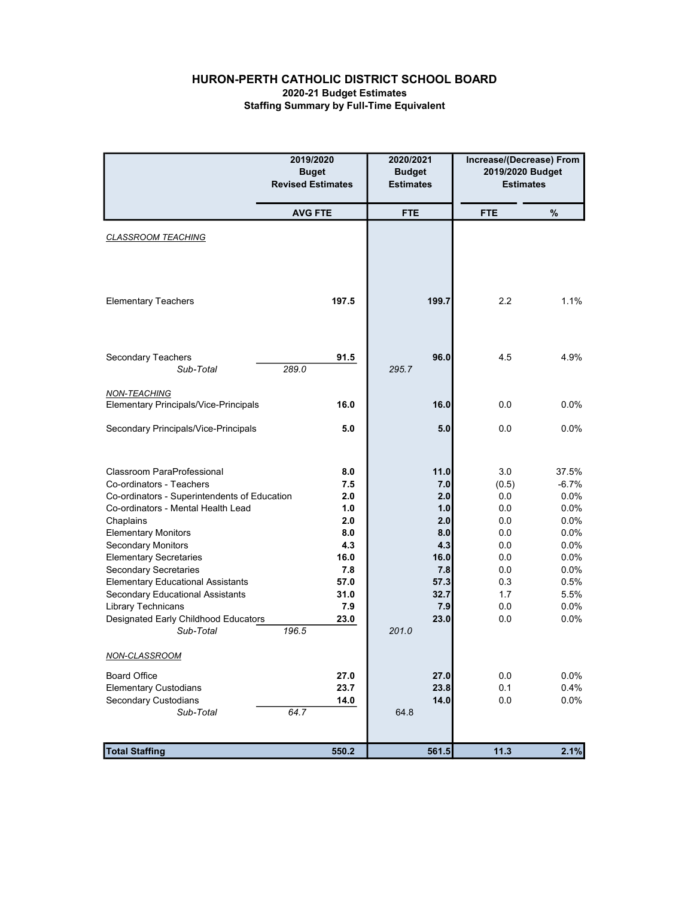# HURON-PERTH CATHOLIC DISTRICT SCHOOL BOARD

## 2020-21 Budget Estimates

### Staffing Summary by Full-Time Equivalent

| | 2019/2020 Buget Revised Estimates | | 2020/2021 Budget Estimates | | Increase/(Decrease) From 2019/2020 Budget Estimates | |
|---|---|---|---|---|---|---|
| | AVG FTE | | FTE | | FTE | % |
| *CLASSROOM TEACHING* | | | | | | |
| Elementary Teachers | | **197.5** | | **199.7** | 2.2 | 1.1% |
| Secondary Teachers | | **91.5** | | **96.0** | 4.5 | 4.9% |
| *Sub-Total* | *289.0* | | *295.7* | | | |
| *NON-TEACHING* | | | | | | |
| Elementary Principals/Vice-Principals | | **16.0** | | **16.0** | 0.0 | 0.0% |
| Secondary Principals/Vice-Principals | | **5.0** | | **5.0** | 0.0 | 0.0% |
| Classroom ParaProfessional | | **8.0** | | **11.0** | 3.0 | 37.5% |
| Co-ordinators - Teachers | | **7.5** | | **7.0** | (0.5) | -6.7% |
| Co-ordinators - Superintendents of Education | | **2.0** | | **2.0** | 0.0 | 0.0% |
| Co-ordinators - Mental Health Lead | | **1.0** | | **1.0** | 0.0 | 0.0% |
| Chaplains | | **2.0** | | **2.0** | 0.0 | 0.0% |
| Elementary Monitors | | **8.0** | | **8.0** | 0.0 | 0.0% |
| Secondary Monitors | | **4.3** | | **4.3** | 0.0 | 0.0% |
| Elementary Secretaries | | **16.0** | | **16.0** | 0.0 | 0.0% |
| Secondary Secretaries | | **7.8** | | **7.8** | 0.0 | 0.0% |
| Elementary Educational Assistants | | **57.0** | | **57.3** | 0.3 | 0.5% |
| Secondary Educational Assistants | | **31.0** | | **32.7** | 1.7 | 5.5% |
| Library Technicans | | **7.9** | | **7.9** | 0.0 | 0.0% |
| Designated Early Childhood Educators | | **23.0** | | **23.0** | 0.0 | 0.0% |
| *Sub-Total* | *196.5* | | *201.0* | | | |
| *NON-CLASSROOM* | | | | | | |
| Board Office | | **27.0** | | **27.0** | 0.0 | 0.0% |
| Elementary Custodians | | **23.7** | | **23.8** | 0.1 | 0.4% |
| Secondary Custodians | | **14.0** | | **14.0** | 0.0 | 0.0% |
| *Sub-Total* | *64.7* | | 64.8 | | | |
| **Total Staffing** | | **550.2** | | **561.5** | **11.3** | **2.1%** |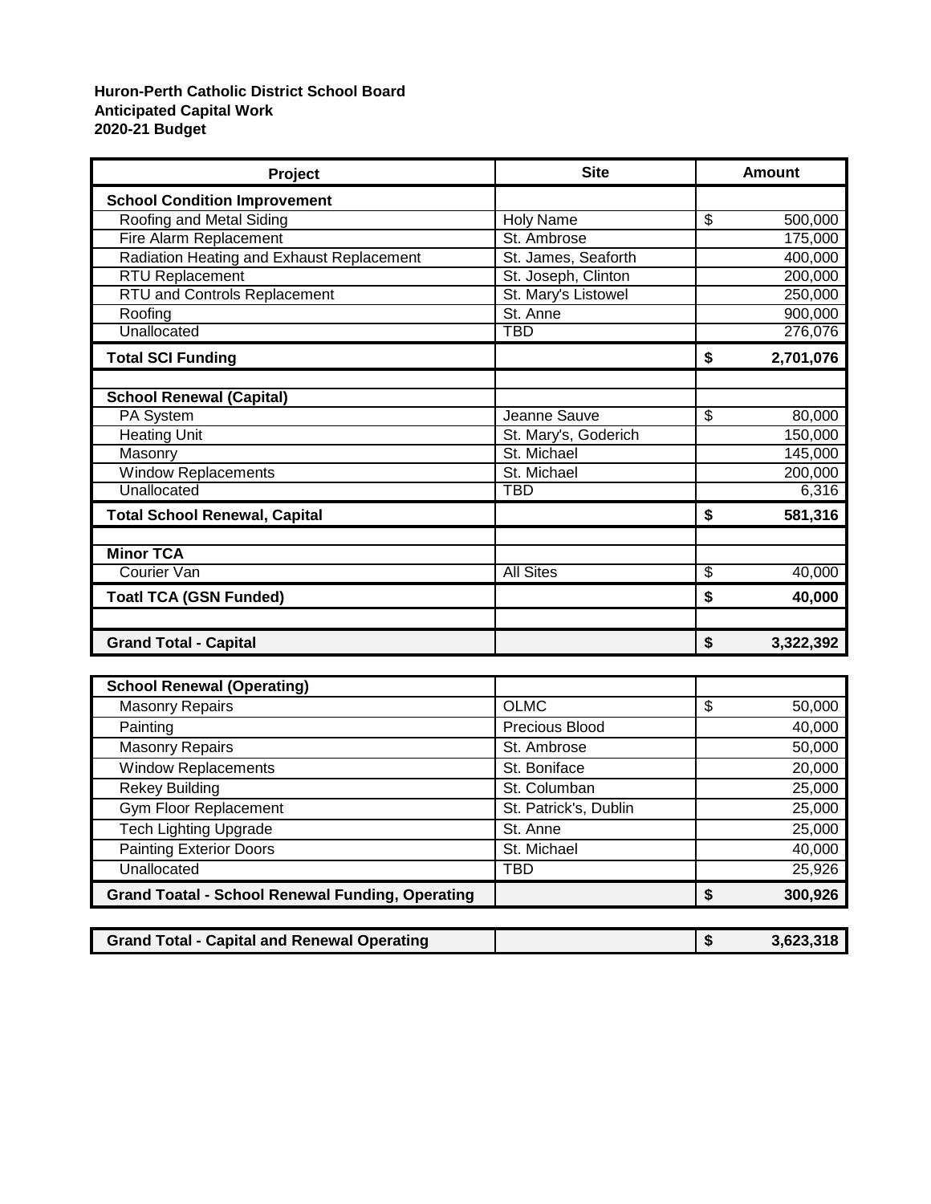**Huron-Perth Catholic District School Board**
**Anticipated Capital Work**
**2020-21 Budget**

| Project | Site | Amount |
|---|---|---|
| **School Condition Improvement** | | |
| Roofing and Metal Siding | Holy Name | $ 500,000 |
| Fire Alarm Replacement | St. Ambrose | 175,000 |
| Radiation Heating and Exhaust Replacement | St. James, Seaforth | 400,000 |
| RTU Replacement | St. Joseph, Clinton | 200,000 |
| RTU and Controls Replacement | St. Mary's Listowel | 250,000 |
| Roofing | St. Anne | 900,000 |
| Unallocated | TBD | 276,076 |
| **Total SCI Funding** | | **$ 2,701,076** |
| | | |
| **School Renewal (Capital)** | | |
| PA System | Jeanne Sauve | $ 80,000 |
| Heating Unit | St. Mary's, Goderich | 150,000 |
| Masonry | St. Michael | 145,000 |
| Window Replacements | St. Michael | 200,000 |
| Unallocated | TBD | 6,316 |
| **Total School Renewal, Capital** | | **$ 581,316** |
| | | |
| **Minor TCA** | | |
| Courier Van | All Sites | $ 40,000 |
| **Toatl TCA (GSN Funded)** | | **$ 40,000** |
| | | |
| **Grand Total - Capital** | | **$ 3,322,392** |

| Project | Site | Amount |
|---|---|---|
| **School Renewal (Operating)** | | |
| Masonry Repairs | OLMC | $ 50,000 |
| Painting | Precious Blood | 40,000 |
| Masonry Repairs | St. Ambrose | 50,000 |
| Window Replacements | St. Boniface | 20,000 |
| Rekey Building | St. Columban | 25,000 |
| Gym Floor Replacement | St. Patrick's, Dublin | 25,000 |
| Tech Lighting Upgrade | St. Anne | 25,000 |
| Painting Exterior Doors | St. Michael | 40,000 |
| Unallocated | TBD | 25,926 |
| **Grand Toatal - School Renewal Funding, Operating** | | **$ 300,926** |

| | | |
|---|---|---|
| **Grand Total - Capital and Renewal Operating** | | **$ 3,623,318** |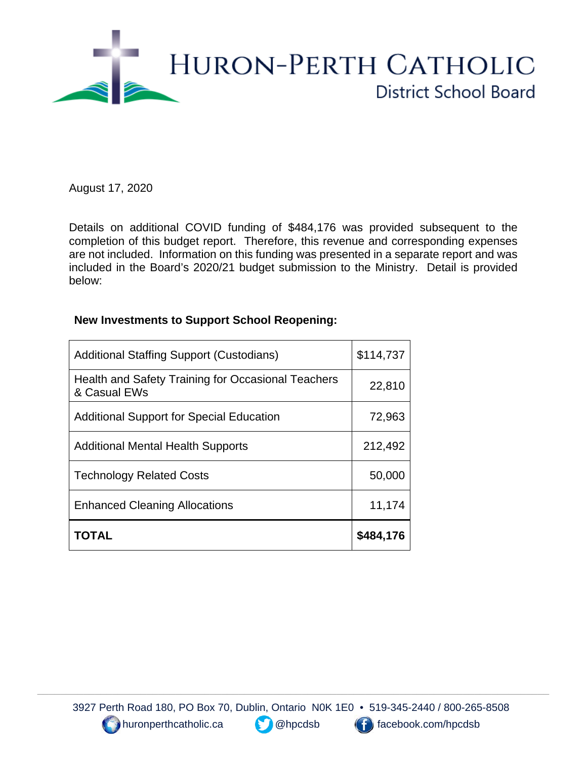# HURON-PERTH CATHOLIC

## District School Board

August 17, 2020

Details on additional COVID funding of $484,176 was provided subsequent to the completion of this budget report. Therefore, this revenue and corresponding expenses are not included. Information on this funding was presented in a separate report and was included in the Board's 2020/21 budget submission to the Ministry. Detail is provided below:

**New Investments to Support School Reopening:**

| | |
|---|---|
| Additional Staffing Support (Custodians) | $114,737 |
| Health and Safety Training for Occasional Teachers & Casual EWs | 22,810 |
| Additional Support for Special Education | 72,963 |
| Additional Mental Health Supports | 212,492 |
| Technology Related Costs | 50,000 |
| Enhanced Cleaning Allocations | 11,174 |
| **TOTAL** | **$484,176** |

3927 Perth Road 180, PO Box 70, Dublin, Ontario N0K 1E0 • 519-345-2440 / 800-265-8508

huronperthcatholic.ca @hpcdsb facebook.com/hpcdsb